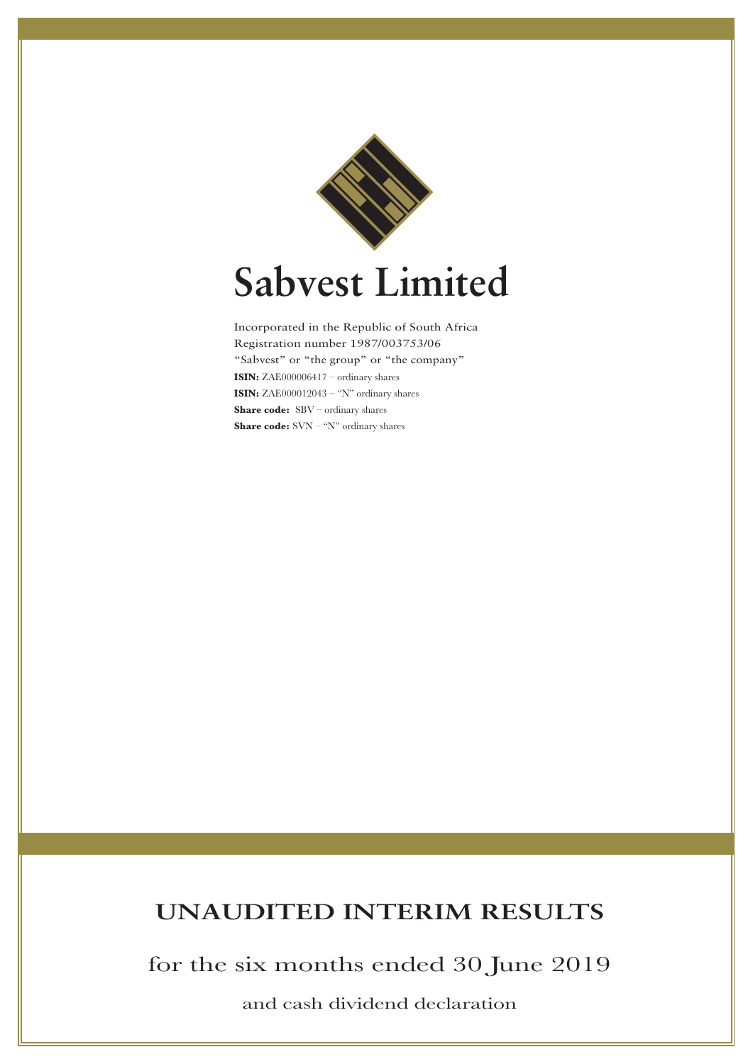# Sabvest Limited

Incorporated in the Republic of South Africa
Registration number 1987/003753/06
"Sabvest" or "the group" or "the company"
**ISIN:** ZAE000006417 – ordinary shares
**ISIN:** ZAE000012043 – "N" ordinary shares
**Share code:** SBV – ordinary shares
**Share code:** SVN – "N" ordinary shares

## UNAUDITED INTERIM RESULTS

for the six months ended 30 June 2019

and cash dividend declaration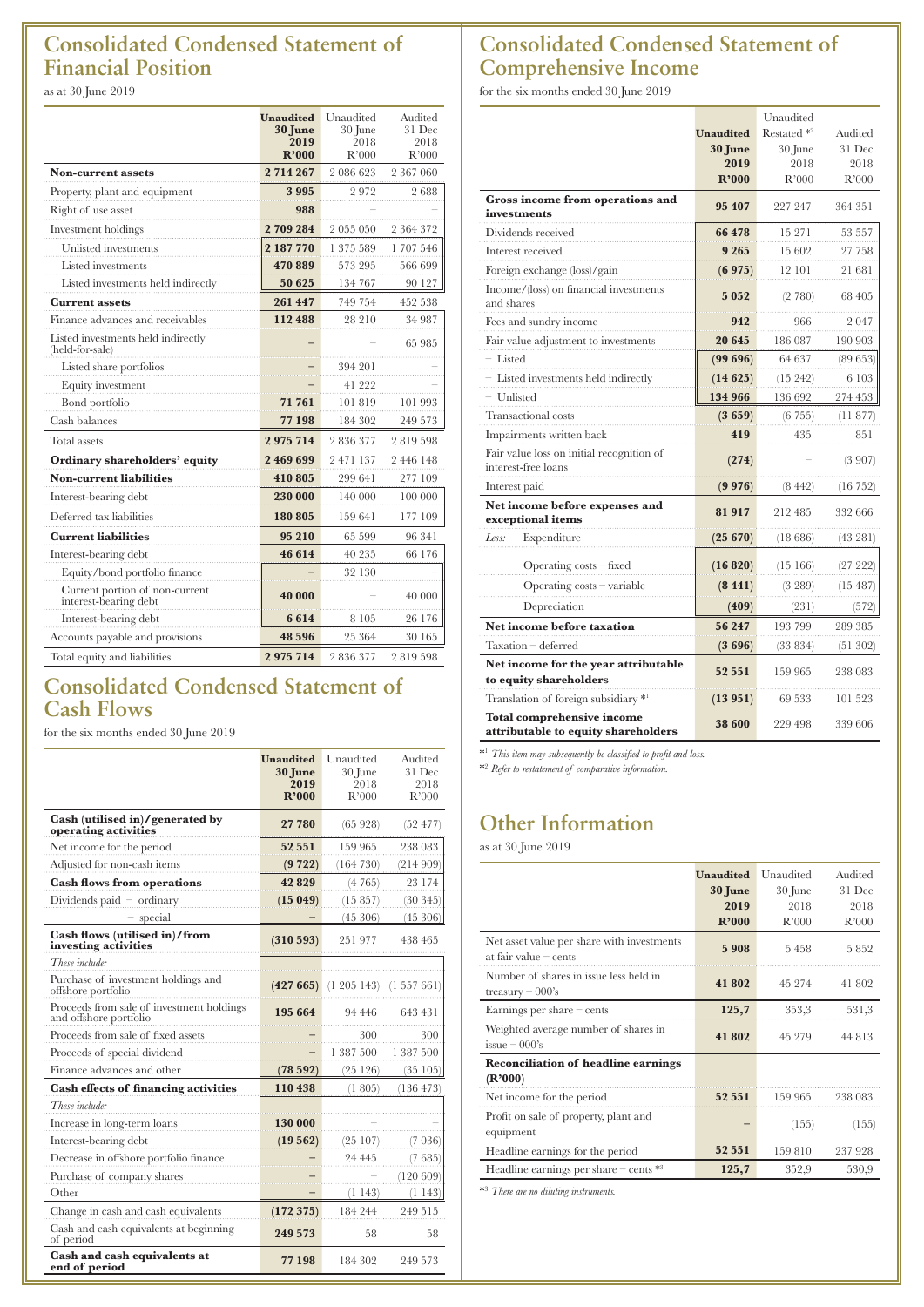# Consolidated Condensed Statement of Financial Position

as at 30 June 2019

| | Unaudited 30 June 2019 R'000 | Unaudited 30 June 2018 R'000 | Audited 31 Dec 2018 R'000 |
|---|---|---|---|
| **Non-current assets** | **2 714 267** | 2 086 623 | 2 367 060 |
| Property, plant and equipment | **3 995** | 2 972 | 2 688 |
| Right of use asset | **988** | – | – |
| Investment holdings | **2 709 284** | 2 055 050 | 2 364 372 |
| Unlisted investments | **2 187 770** | 1 375 589 | 1 707 546 |
| Listed investments | **470 889** | 573 295 | 566 699 |
| Listed investments held indirectly | **50 625** | 134 767 | 90 127 |
| **Current assets** | **261 447** | 749 754 | 452 538 |
| Finance advances and receivables | **112 488** | 28 210 | 34 987 |
| Listed investments held indirectly (held-for-sale) | **–** | – | 65 985 |
| Listed share portfolios | **–** | 394 201 | – |
| Equity investment | **–** | 41 222 | – |
| Bond portfolio | **71 761** | 101 819 | 101 993 |
| Cash balances | **77 198** | 184 302 | 249 573 |
| Total assets | **2 975 714** | 2 836 377 | 2 819 598 |
| **Ordinary shareholders' equity** | **2 469 699** | 2 471 137 | 2 446 148 |
| **Non-current liabilities** | **410 805** | 299 641 | 277 109 |
| Interest-bearing debt | **230 000** | 140 000 | 100 000 |
| Deferred tax liabilities | **180 805** | 159 641 | 177 109 |
| **Current liabilities** | **95 210** | 65 599 | 96 341 |
| Interest-bearing debt | **46 614** | 40 235 | 66 176 |
| Equity/bond portfolio finance | **–** | 32 130 | – |
| Current portion of non-current interest-bearing debt | **40 000** | – | 40 000 |
| Interest-bearing debt | **6 614** | 8 105 | 26 176 |
| Accounts payable and provisions | **48 596** | 25 364 | 30 165 |
| Total equity and liabilities | **2 975 714** | 2 836 377 | 2 819 598 |

# Consolidated Condensed Statement of Cash Flows

for the six months ended 30 June 2019

| | Unaudited 30 June 2019 R'000 | Unaudited 30 June 2018 R'000 | Audited 31 Dec 2018 R'000 |
|---|---|---|---|
| **Cash (utilised in)/generated by operating activities** | **27 780** | (65 928) | (52 477) |
| Net income for the period | **52 551** | 159 965 | 238 083 |
| Adjusted for non-cash items | **(9 722)** | (164 730) | (214 909) |
| **Cash flows from operations** | **42 829** | (4 765) | 23 174 |
| Dividends paid – ordinary | **(15 049)** | (15 857) | (30 345) |
| – special | **–** | (45 306) | (45 306) |
| **Cash flows (utilised in)/from investing activities** | **(310 593)** | 251 977 | 438 465 |
| *These include:* | | | |
| Purchase of investment holdings and offshore portfolio | **(427 665)** | (1 205 143) | (1 557 661) |
| Proceeds from sale of investment holdings and offshore portfolio | **195 664** | 94 446 | 643 431 |
| Proceeds from sale of fixed assets | **–** | 300 | 300 |
| Proceeds of special dividend | **–** | 1 387 500 | 1 387 500 |
| Finance advances and other | **(78 592)** | (25 126) | (35 105) |
| **Cash effects of financing activities** | **110 438** | (1 805) | (136 473) |
| *These include:* | | | |
| Increase in long-term loans | **130 000** | – | – |
| Interest-bearing debt | **(19 562)** | (25 107) | (7 036) |
| Decrease in offshore portfolio finance | **–** | 24 445 | (7 685) |
| Purchase of company shares | **–** | – | (120 609) |
| Other | **–** | (1 143) | (1 143) |
| Change in cash and cash equivalents | **(172 375)** | 184 244 | 249 515 |
| Cash and cash equivalents at beginning of period | **249 573** | 58 | 58 |
| **Cash and cash equivalents at end of period** | **77 198** | 184 302 | 249 573 |

# Consolidated Condensed Statement of Comprehensive Income

for the six months ended 30 June 2019

| | Unaudited 30 June 2019 R'000 | Unaudited Restated *2 30 June 2018 R'000 | Audited 31 Dec 2018 R'000 |
|---|---|---|---|
| **Gross income from operations and investments** | **95 407** | 227 247 | 364 351 |
| Dividends received | **66 478** | 15 271 | 53 557 |
| Interest received | **9 265** | 15 602 | 27 758 |
| Foreign exchange (loss)/gain | **(6 975)** | 12 101 | 21 681 |
| Income/(loss) on financial investments and shares | **5 052** | (2 780) | 68 405 |
| Fees and sundry income | **942** | 966 | 2 047 |
| Fair value adjustment to investments | **20 645** | 186 087 | 190 903 |
| – Listed | **(99 696)** | 64 637 | (89 653) |
| – Listed investments held indirectly | **(14 625)** | (15 242) | 6 103 |
| – Unlisted | **134 966** | 136 692 | 274 453 |
| Transactional costs | **(3 659)** | (6 755) | (11 877) |
| Impairments written back | **419** | 435 | 851 |
| Fair value loss on initial recognition of interest-free loans | **(274)** | – | (3 907) |
| Interest paid | **(9 976)** | (8 442) | (16 752) |
| **Net income before expenses and exceptional items** | **81 917** | 212 485 | 332 666 |
| *Less:* Expenditure | **(25 670)** | (18 686) | (43 281) |
| Operating costs – fixed | **(16 820)** | (15 166) | (27 222) |
| Operating costs – variable | **(8 441)** | (3 289) | (15 487) |
| Depreciation | **(409)** | (231) | (572) |
| **Net income before taxation** | **56 247** | 193 799 | 289 385 |
| Taxation – deferred | **(3 696)** | (33 834) | (51 302) |
| **Net income for the year attributable to equity shareholders** | **52 551** | 159 965 | 238 083 |
| Translation of foreign subsidiary *1 | **(13 951)** | 69 533 | 101 523 |
| **Total comprehensive income attributable to equity shareholders** | **38 600** | 229 498 | 339 606 |

*1 *This item may subsequently be classified to profit and loss.*

*2 *Refer to restatement of comparative information.*

# Other Information

as at 30 June 2019

| | Unaudited 30 June 2019 R'000 | Unaudited 30 June 2018 R'000 | Audited 31 Dec 2018 R'000 |
|---|---|---|---|
| Net asset value per share with investments at fair value – cents | **5 908** | 5 458 | 5 852 |
| Number of shares in issue less held in treasury – 000's | **41 802** | 45 274 | 41 802 |
| Earnings per share – cents | **125,7** | 353,3 | 531,3 |
| Weighted average number of shares in issue – 000's | **41 802** | 45 279 | 44 813 |
| **Reconciliation of headline earnings (R'000)** | | | |
| Net income for the period | **52 551** | 159 965 | 238 083 |
| Profit on sale of property, plant and equipment | **–** | (155) | (155) |
| Headline earnings for the period | **52 551** | 159 810 | 237 928 |
| Headline earnings per share – cents *3 | **125,7** | 352,9 | 530,9 |

*3 *There are no diluting instruments.*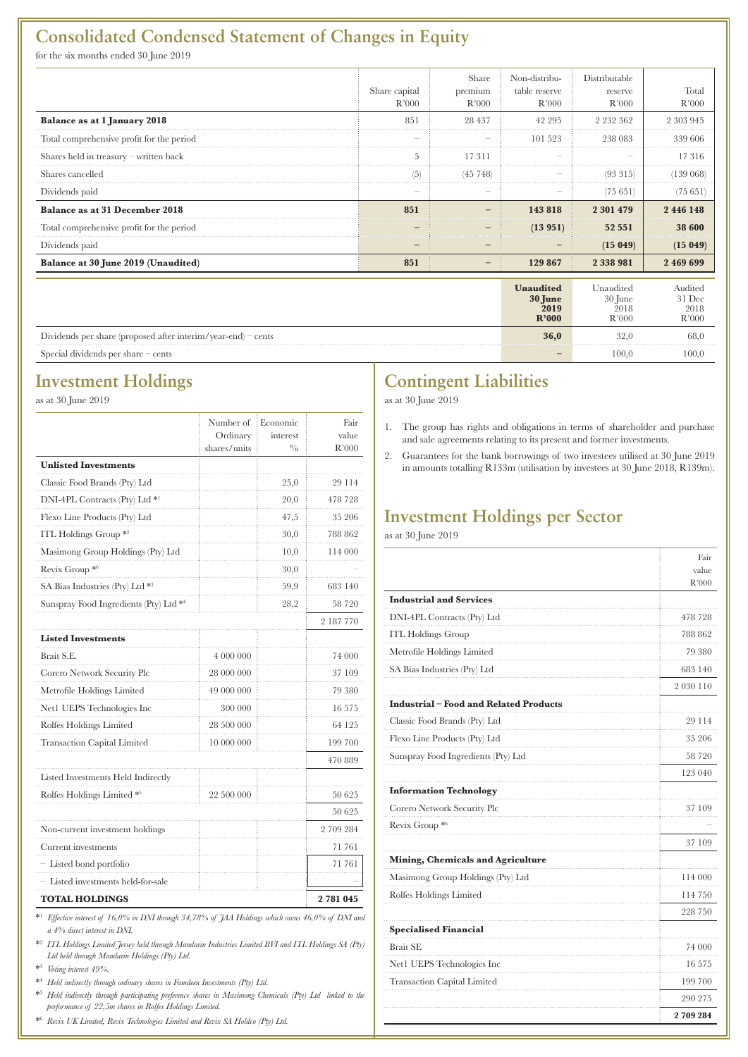# Consolidated Condensed Statement of Changes in Equity

for the six months ended 30 June 2019

| | Share capital R'000 | Share premium R'000 | Non-distributable reserve R'000 | Distributable reserve R'000 | Total R'000 |
|---|---|---|---|---|---|
| **Balance as at 1 January 2018** | 851 | 28 437 | 42 295 | 2 232 362 | 2 303 945 |
| Total comprehensive profit for the period | – | – | 101 523 | 238 083 | 339 606 |
| Shares held in treasury – written back | 5 | 17 311 | – | – | 17 316 |
| Shares cancelled | (5) | (45 748) | – | (93 315) | (139 068) |
| Dividends paid | – | – | – | (75 651) | (75 651) |
| **Balance as at 31 December 2018** | **851** | **–** | **143 818** | **2 301 479** | **2 446 148** |
| Total comprehensive profit for the period | **–** | **–** | **(13 951)** | **52 551** | **38 600** |
| Dividends paid | **–** | **–** | **–** | **(15 049)** | **(15 049)** |
| **Balance at 30 June 2019 (Unaudited)** | **851** | **–** | **129 867** | **2 338 981** | **2 469 699** |

| | **Unaudited 30 June 2019 R'000** | Unaudited 30 June 2018 R'000 | Audited 31 Dec 2018 R'000 |
|---|---|---|---|
| Dividends per share (proposed after interim/year-end) – cents | **36,0** | 32,0 | 68,0 |
| Special dividends per share – cents | **–** | 100,0 | 100,0 |

# Investment Holdings

as at 30 June 2019

| | Number of Ordinary shares/units | Economic interest % | Fair value R'000 |
|---|---|---|---|
| **Unlisted Investments** | | | |
| Classic Food Brands (Pty) Ltd | | 25,0 | 29 114 |
| DNI-4PL Contracts (Pty) Ltd *[1] | | 20,0 | 478 728 |
| Flexo Line Products (Pty) Ltd | | 47,5 | 35 206 |
| ITL Holdings Group *[2] | | 30,0 | 788 862 |
| Masimong Group Holdings (Pty) Ltd | | 10,0 | 114 000 |
| Revix Group *[6] | | 30,0 | – |
| SA Bias Industries (Pty) Ltd *[3] | | 59,9 | 683 140 |
| Sunspray Food Ingredients (Pty) Ltd *[4] | | 28,2 | 58 720 |
| | | | 2 187 770 |
| **Listed Investments** | | | |
| Brait S.E. | 4 000 000 | | 74 000 |
| Corero Network Security Plc | 28 000 000 | | 37 109 |
| Metrofile Holdings Limited | 49 000 000 | | 79 380 |
| Net1 UEPS Technologies Inc | 300 000 | | 16 575 |
| Rolfes Holdings Limited | 28 500 000 | | 64 125 |
| Transaction Capital Limited | 10 000 000 | | 199 700 |
| | | | 470 889 |
| Listed Investments Held Indirectly | | | |
| Rolfes Holdings Limited *[5] | 22 500 000 | | 50 625 |
| | | | 50 625 |
| Non-current investment holdings | | | 2 709 284 |
| Current investments | | | 71 761 |
| – Listed bond portfolio | | | 71 761 |
| – Listed investments held-for-sale | | | – |
| **TOTAL HOLDINGS** | | | **2 781 045** |

*[1] *Effective interest of 16,0% in DNI through 34,78% of JAA Holdings which owns 46,0% of DNI and a 4% direct interest in DNI.*

*[2] *ITL Holdings Limited Jersey held through Mandarin Industries Limited BVI and ITL Holdings SA (Pty) Ltd held through Mandarin Holdings (Pty) Ltd.*

*[3] *Voting interest 49%.*

*[4] *Held indirectly through ordinary shares in Famdeen Investments (Pty) Ltd.*

*[5] *Held indirectly through participating preference shares in Masimong Chemicals (Pty) Ltd linked to the performance of 22,5m shares in Rolfes Holdings Limited.*

*[6] *Revix UK Limited, Revix Technologies Limited and Revix SA Holdco (Pty) Ltd.*

# Contingent Liabilities

as at 30 June 2019

1. The group has rights and obligations in terms of shareholder and purchase and sale agreements relating to its present and former investments.
2. Guarantees for the bank borrowings of two investees utilised at 30 June 2019 in amounts totalling R133m (utilisation by investees at 30 June 2018, R139m).

# Investment Holdings per Sector

as at 30 June 2019

| | Fair value R'000 |
|---|---|
| **Industrial and Services** | |
| DNI-4PL Contracts (Pty) Ltd | 478 728 |
| ITL Holdings Group | 788 862 |
| Metrofile Holdings Limited | 79 380 |
| SA Bias Industries (Pty) Ltd | 683 140 |
| | 2 030 110 |
| **Industrial – Food and Related Products** | |
| Classic Food Brands (Pty) Ltd | 29 114 |
| Flexo Line Products (Pty) Ltd | 35 206 |
| Sunspray Food Ingredients (Pty) Ltd | 58 720 |
| | 123 040 |
| **Information Technology** | |
| Corero Network Security Plc | 37 109 |
| Revix Group *[6] | – |
| | 37 109 |
| **Mining, Chemicals and Agriculture** | |
| Masimong Group Holdings (Pty) Ltd | 114 000 |
| Rolfes Holdings Limited | 114 750 |
| | 228 750 |
| **Specialised Financial** | |
| Brait SE | 74 000 |
| Net1 UEPS Technologies Inc | 16 575 |
| Transaction Capital Limited | 199 700 |
| | 290 275 |
| | **2 709 284** |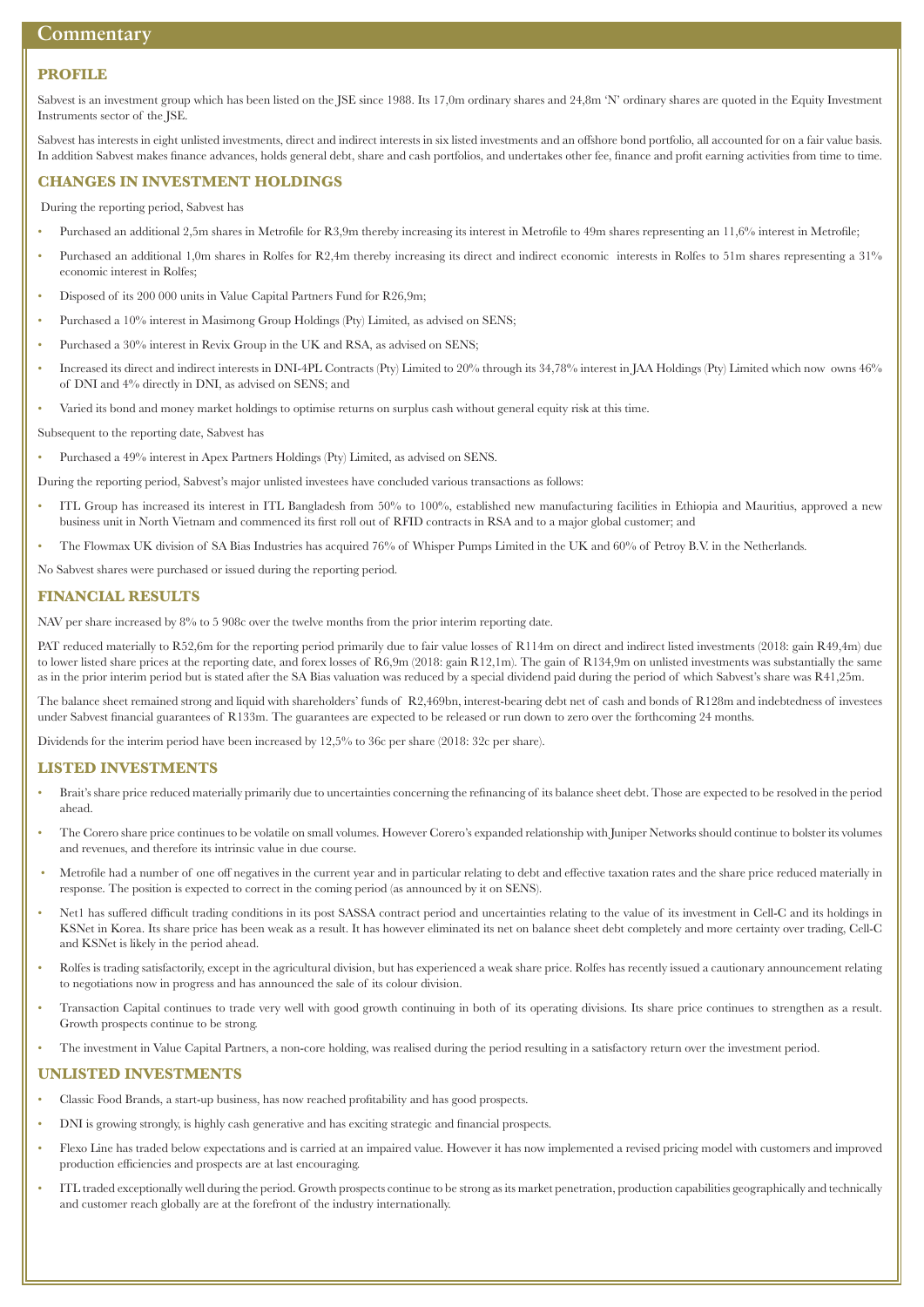# Commentary

## PROFILE

Sabvest is an investment group which has been listed on the JSE since 1988. Its 17,0m ordinary shares and 24,8m 'N' ordinary shares are quoted in the Equity Investment Instruments sector of the JSE.

Sabvest has interests in eight unlisted investments, direct and indirect interests in six listed investments and an offshore bond portfolio, all accounted for on a fair value basis. In addition Sabvest makes finance advances, holds general debt, share and cash portfolios, and undertakes other fee, finance and profit earning activities from time to time.

## CHANGES IN INVESTMENT HOLDINGS

During the reporting period, Sabvest has

- Purchased an additional 2,5m shares in Metrofile for R3,9m thereby increasing its interest in Metrofile to 49m shares representing an 11,6% interest in Metrofile;
- Purchased an additional 1,0m shares in Rolfes for R2,4m thereby increasing its direct and indirect economic interests in Rolfes to 51m shares representing a 31% economic interest in Rolfes;
- Disposed of its 200 000 units in Value Capital Partners Fund for R26,9m;
- Purchased a 10% interest in Masimong Group Holdings (Pty) Limited, as advised on SENS;
- Purchased a 30% interest in Revix Group in the UK and RSA, as advised on SENS;
- Increased its direct and indirect interests in DNI-4PL Contracts (Pty) Limited to 20% through its 34,78% interest in JAA Holdings (Pty) Limited which now owns 46% of DNI and 4% directly in DNI, as advised on SENS; and
- Varied its bond and money market holdings to optimise returns on surplus cash without general equity risk at this time.

Subsequent to the reporting date, Sabvest has

- Purchased a 49% interest in Apex Partners Holdings (Pty) Limited, as advised on SENS.

During the reporting period, Sabvest's major unlisted investees have concluded various transactions as follows:

- ITL Group has increased its interest in ITL Bangladesh from 50% to 100%, established new manufacturing facilities in Ethiopia and Mauritius, approved a new business unit in North Vietnam and commenced its first roll out of RFID contracts in RSA and to a major global customer; and
- The Flowmax UK division of SA Bias Industries has acquired 76% of Whisper Pumps Limited in the UK and 60% of Petroy B.V. in the Netherlands.

No Sabvest shares were purchased or issued during the reporting period.

## FINANCIAL RESULTS

NAV per share increased by 8% to 5 908c over the twelve months from the prior interim reporting date.

PAT reduced materially to R52,6m for the reporting period primarily due to fair value losses of R114m on direct and indirect listed investments (2018: gain R49,4m) due to lower listed share prices at the reporting date, and forex losses of R6,9m (2018: gain R12,1m). The gain of R134,9m on unlisted investments was substantially the same as in the prior interim period but is stated after the SA Bias valuation was reduced by a special dividend paid during the period of which Sabvest's share was R41,25m.

The balance sheet remained strong and liquid with shareholders' funds of R2,469bn, interest-bearing debt net of cash and bonds of R128m and indebtedness of investees under Sabvest financial guarantees of R133m. The guarantees are expected to be released or run down to zero over the forthcoming 24 months.

Dividends for the interim period have been increased by 12,5% to 36c per share (2018: 32c per share).

## LISTED INVESTMENTS

- Brait's share price reduced materially primarily due to uncertainties concerning the refinancing of its balance sheet debt. Those are expected to be resolved in the period ahead.
- The Corero share price continues to be volatile on small volumes. However Corero's expanded relationship with Juniper Networks should continue to bolster its volumes and revenues, and therefore its intrinsic value in due course.
- Metrofile had a number of one off negatives in the current year and in particular relating to debt and effective taxation rates and the share price reduced materially in response. The position is expected to correct in the coming period (as announced by it on SENS).
- Net1 has suffered difficult trading conditions in its post SASSA contract period and uncertainties relating to the value of its investment in Cell-C and its holdings in KSNet in Korea. Its share price has been weak as a result. It has however eliminated its net on balance sheet debt completely and more certainty over trading, Cell-C and KSNet is likely in the period ahead.
- Rolfes is trading satisfactorily, except in the agricultural division, but has experienced a weak share price. Rolfes has recently issued a cautionary announcement relating to negotiations now in progress and has announced the sale of its colour division.
- Transaction Capital continues to trade very well with good growth continuing in both of its operating divisions. Its share price continues to strengthen as a result. Growth prospects continue to be strong.
- The investment in Value Capital Partners, a non-core holding, was realised during the period resulting in a satisfactory return over the investment period.

## UNLISTED INVESTMENTS

- Classic Food Brands, a start-up business, has now reached profitability and has good prospects.
- DNI is growing strongly, is highly cash generative and has exciting strategic and financial prospects.
- Flexo Line has traded below expectations and is carried at an impaired value. However it has now implemented a revised pricing model with customers and improved production efficiencies and prospects are at last encouraging.
- ITL traded exceptionally well during the period. Growth prospects continue to be strong as its market penetration, production capabilities geographically and technically and customer reach globally are at the forefront of the industry internationally.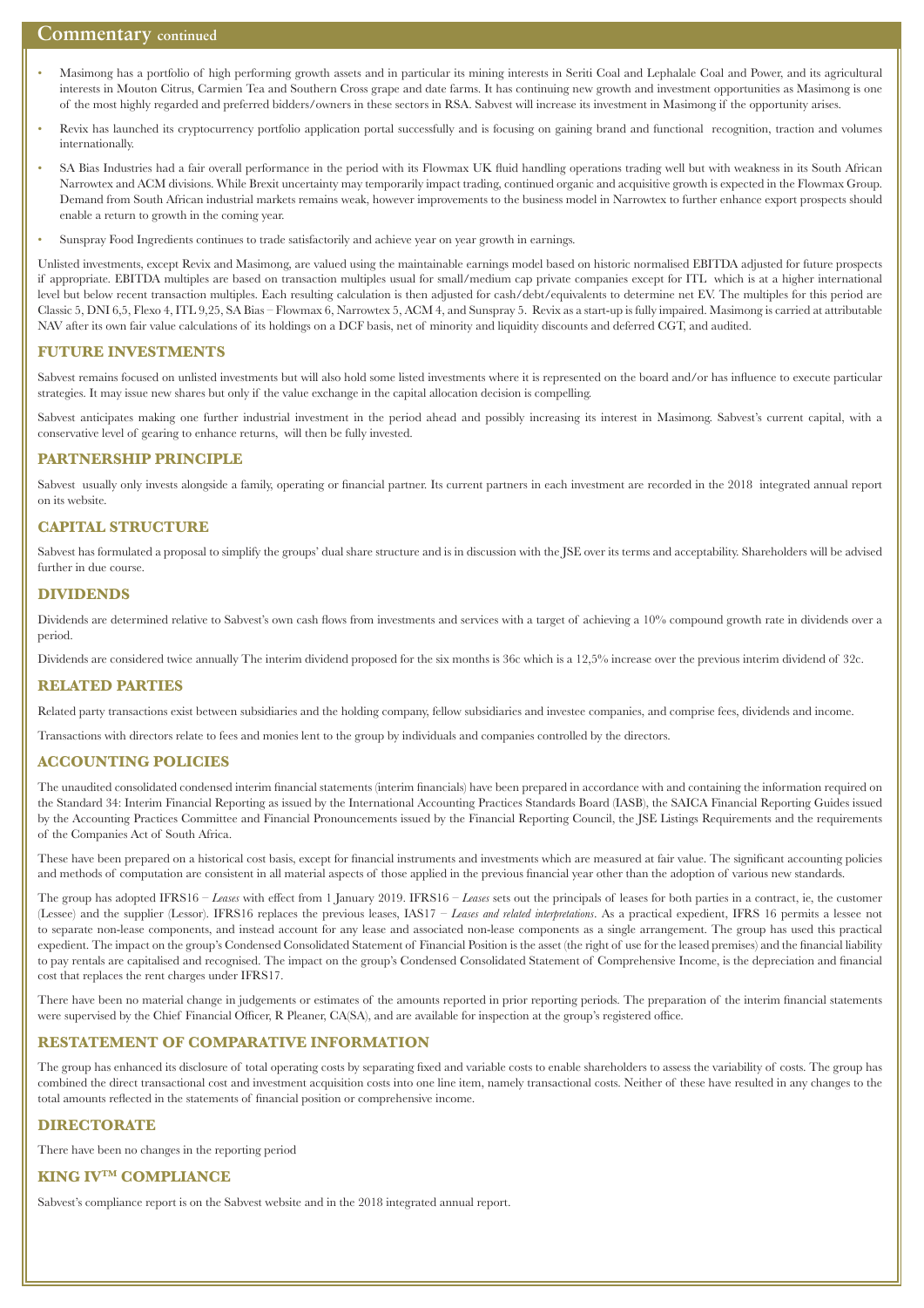## Commentary continued

- Masimong has a portfolio of high performing growth assets and in particular its mining interests in Seriti Coal and Lephalale Coal and Power, and its agricultural interests in Mouton Citrus, Carmien Tea and Southern Cross grape and date farms. It has continuing new growth and investment opportunities as Masimong is one of the most highly regarded and preferred bidders/owners in these sectors in RSA. Sabvest will increase its investment in Masimong if the opportunity arises.
- Revix has launched its cryptocurrency portfolio application portal successfully and is focusing on gaining brand and functional recognition, traction and volumes internationally.
- SA Bias Industries had a fair overall performance in the period with its Flowmax UK fluid handling operations trading well but with weakness in its South African Narrowtex and ACM divisions. While Brexit uncertainty may temporarily impact trading, continued organic and acquisitive growth is expected in the Flowmax Group. Demand from South African industrial markets remains weak, however improvements to the business model in Narrowtex to further enhance export prospects should enable a return to growth in the coming year.
- Sunspray Food Ingredients continues to trade satisfactorily and achieve year on year growth in earnings.

Unlisted investments, except Revix and Masimong, are valued using the maintainable earnings model based on historic normalised EBITDA adjusted for future prospects if appropriate. EBITDA multiples are based on transaction multiples usual for small/medium cap private companies except for ITL which is at a higher international level but below recent transaction multiples. Each resulting calculation is then adjusted for cash/debt/equivalents to determine net EV. The multiples for this period are Classic 5, DNI 6,5, Flexo 4, ITL 9,25, SA Bias – Flowmax 6, Narrowtex 5, ACM 4, and Sunspray 5. Revix as a start-up is fully impaired. Masimong is carried at attributable NAV after its own fair value calculations of its holdings on a DCF basis, net of minority and liquidity discounts and deferred CGT, and audited.

### FUTURE INVESTMENTS

Sabvest remains focused on unlisted investments but will also hold some listed investments where it is represented on the board and/or has influence to execute particular strategies. It may issue new shares but only if the value exchange in the capital allocation decision is compelling.

Sabvest anticipates making one further industrial investment in the period ahead and possibly increasing its interest in Masimong. Sabvest's current capital, with a conservative level of gearing to enhance returns, will then be fully invested.

### PARTNERSHIP PRINCIPLE

Sabvest usually only invests alongside a family, operating or financial partner. Its current partners in each investment are recorded in the 2018 integrated annual report on its website.

### CAPITAL STRUCTURE

Sabvest has formulated a proposal to simplify the groups' dual share structure and is in discussion with the JSE over its terms and acceptability. Shareholders will be advised further in due course.

### DIVIDENDS

Dividends are determined relative to Sabvest's own cash flows from investments and services with a target of achieving a 10% compound growth rate in dividends over a period.

Dividends are considered twice annually The interim dividend proposed for the six months is 36c which is a 12,5% increase over the previous interim dividend of 32c.

### RELATED PARTIES

Related party transactions exist between subsidiaries and the holding company, fellow subsidiaries and investee companies, and comprise fees, dividends and income.

Transactions with directors relate to fees and monies lent to the group by individuals and companies controlled by the directors.

### ACCOUNTING POLICIES

The unaudited consolidated condensed interim financial statements (interim financials) have been prepared in accordance with and containing the information required on the Standard 34: Interim Financial Reporting as issued by the International Accounting Practices Standards Board (IASB), the SAICA Financial Reporting Guides issued by the Accounting Practices Committee and Financial Pronouncements issued by the Financial Reporting Council, the JSE Listings Requirements and the requirements of the Companies Act of South Africa.

These have been prepared on a historical cost basis, except for financial instruments and investments which are measured at fair value. The significant accounting policies and methods of computation are consistent in all material aspects of those applied in the previous financial year other than the adoption of various new standards.

The group has adopted IFRS16 – *Leases* with effect from 1 January 2019. IFRS16 – *Leases* sets out the principals of leases for both parties in a contract, ie, the customer (Lessee) and the supplier (Lessor). IFRS16 replaces the previous leases, IAS17 – *Leases and related interpretations*. As a practical expedient, IFRS 16 permits a lessee not to separate non-lease components, and instead account for any lease and associated non-lease components as a single arrangement. The group has used this practical expedient. The impact on the group's Condensed Consolidated Statement of Financial Position is the asset (the right of use for the leased premises) and the financial liability to pay rentals are capitalised and recognised. The impact on the group's Condensed Consolidated Statement of Comprehensive Income, is the depreciation and financial cost that replaces the rent charges under IFRS17.

There have been no material change in judgements or estimates of the amounts reported in prior reporting periods. The preparation of the interim financial statements were supervised by the Chief Financial Officer, R Pleaner, CA(SA), and are available for inspection at the group's registered office.

### RESTATEMENT OF COMPARATIVE INFORMATION

The group has enhanced its disclosure of total operating costs by separating fixed and variable costs to enable shareholders to assess the variability of costs. The group has combined the direct transactional cost and investment acquisition costs into one line item, namely transactional costs. Neither of these have resulted in any changes to the total amounts reflected in the statements of financial position or comprehensive income.

### DIRECTORATE

There have been no changes in the reporting period

### KING IV™ COMPLIANCE

Sabvest's compliance report is on the Sabvest website and in the 2018 integrated annual report.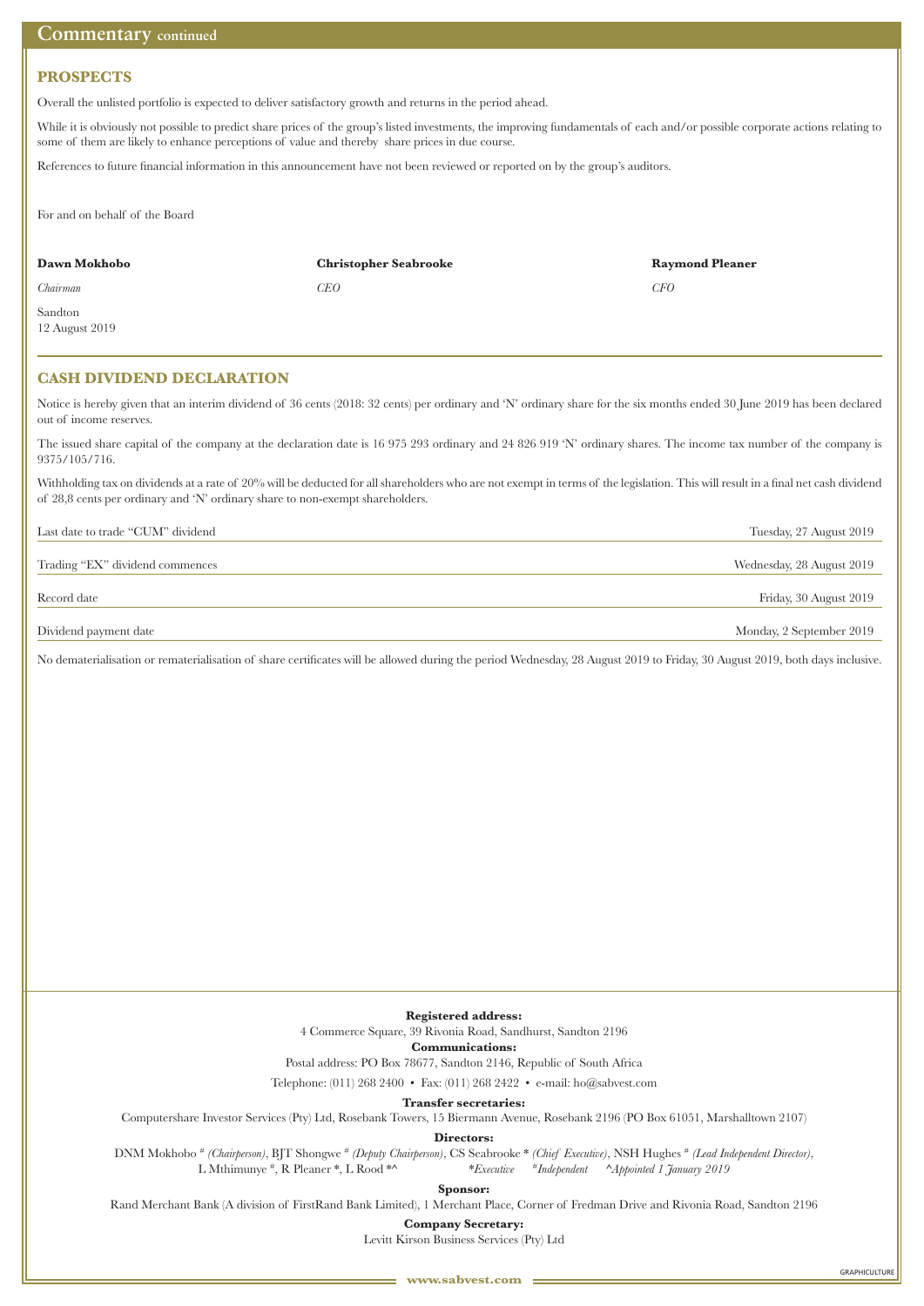## PROSPECTS

Overall the unlisted portfolio is expected to deliver satisfactory growth and returns in the period ahead.

While it is obviously not possible to predict share prices of the group's listed investments, the improving fundamentals of each and/or possible corporate actions relating to some of them are likely to enhance perceptions of value and thereby share prices in due course.

References to future financial information in this announcement have not been reviewed or reported on by the group's auditors.

For and on behalf of the Board

**Dawn Mokhobo**
*Chairman*

**Christopher Seabrooke**
*CEO*

**Raymond Pleaner**
*CFO*

Sandton
12 August 2019

## CASH DIVIDEND DECLARATION

Notice is hereby given that an interim dividend of 36 cents (2018: 32 cents) per ordinary and 'N' ordinary share for the six months ended 30 June 2019 has been declared out of income reserves.

The issued share capital of the company at the declaration date is 16 975 293 ordinary and 24 826 919 'N' ordinary shares. The income tax number of the company is 9375/105/716.

Withholding tax on dividends at a rate of 20% will be deducted for all shareholders who are not exempt in terms of the legislation. This will result in a final net cash dividend of 28,8 cents per ordinary and 'N' ordinary share to non-exempt shareholders.

| | |
|---|---|
| Last date to trade "CUM" dividend | Tuesday, 27 August 2019 |
| Trading "EX" dividend commences | Wednesday, 28 August 2019 |
| Record date | Friday, 30 August 2019 |
| Dividend payment date | Monday, 2 September 2019 |

No dematerialisation or rematerialisation of share certificates will be allowed during the period Wednesday, 28 August 2019 to Friday, 30 August 2019, both days inclusive.

**Registered address:**
4 Commerce Square, 39 Rivonia Road, Sandhurst, Sandton 2196

**Communications:**
Postal address: PO Box 78677, Sandton 2146, Republic of South Africa

Telephone: (011) 268 2400 • Fax: (011) 268 2422 • e-mail: ho@sabvest.com

**Transfer secretaries:**
Computershare Investor Services (Pty) Ltd, Rosebank Towers, 15 Biermann Avenue, Rosebank 2196 (PO Box 61051, Marshalltown 2107)

**Directors:**
DNM Mokhobo # *(Chairperson)*, BJT Shongwe # *(Deputy Chairperson)*, CS Seabrooke * *(Chief Executive)*, NSH Hughes # *(Lead Independent Director)*, L Mthimunye #, R Pleaner *, L Rood *^ *Executive #*Independent* ^*Appointed 1 January 2019*

**Sponsor:**
Rand Merchant Bank (A division of FirstRand Bank Limited), 1 Merchant Place, Corner of Fredman Drive and Rivonia Road, Sandton 2196

**Company Secretary:**
Levitt Kirson Business Services (Pty) Ltd

www.sabvest.com